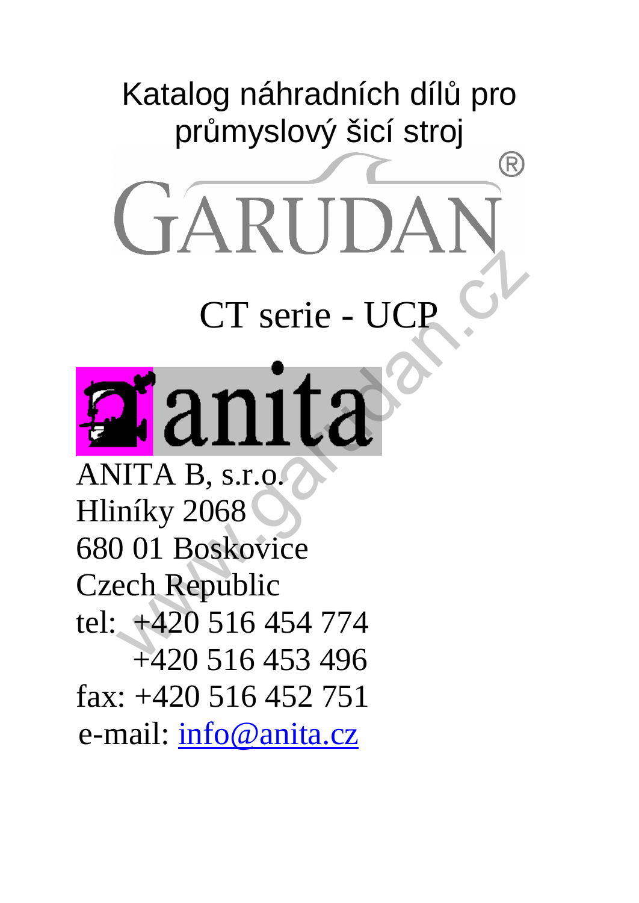# Katalog náhradních dílů pro průmyslový šicí stroj

# GARUDAN®

## CT serie - UCP

anita

ANITA B, s.r.o.
Hliníky 2068
680 01 Boskovice
Czech Republic
tel: +420 516 454 774
+420 516 453 496
fax: +420 516 452 751
e-mail: info@anita.cz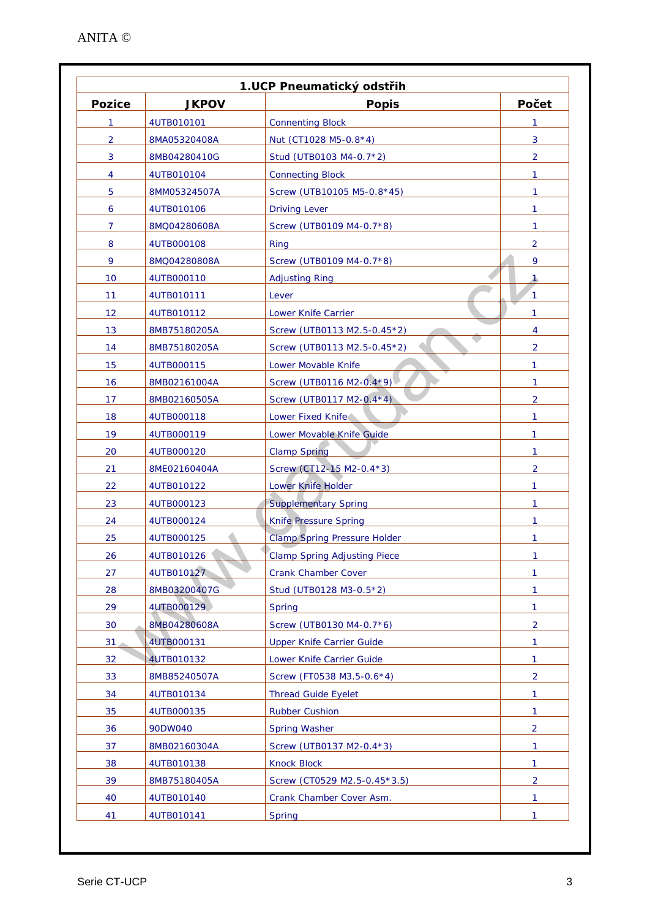| 1.UCP Pneumatický odstřih | | | |
|---|---|---|---|
| **Pozice** | **JKPOV** | **Popis** | **Počet** |
| 1 | 4UTB010101 | Connenting Block | 1 |
| 2 | 8MA05320408A | Nut (CT1028 M5-0.8*4) | 3 |
| 3 | 8MB04280410G | Stud (UTB0103 M4-0.7*2) | 2 |
| 4 | 4UTB010104 | Connecting Block | 1 |
| 5 | 8MM05324507A | Screw (UTB10105 M5-0.8*45) | 1 |
| 6 | 4UTB010106 | Driving Lever | 1 |
| 7 | 8MQ04280608A | Screw (UTB0109 M4-0.7*8) | 1 |
| 8 | 4UTB000108 | Ring | 2 |
| 9 | 8MQ04280808A | Screw (UTB0109 M4-0.7*8) | 9 |
| 10 | 4UTB000110 | Adjusting Ring | 1 |
| 11 | 4UTB010111 | Lever | 1 |
| 12 | 4UTB010112 | Lower Knife Carrier | 1 |
| 13 | 8MB75180205A | Screw (UTB0113 M2.5-0.45*2) | 4 |
| 14 | 8MB75180205A | Screw (UTB0113 M2.5-0.45*2) | 2 |
| 15 | 4UTB000115 | Lower Movable Knife | 1 |
| 16 | 8MB02161004A | Screw (UTB0116 M2-0.4*9) | 1 |
| 17 | 8MB02160505A | Screw (UTB0117 M2-0.4*4) | 2 |
| 18 | 4UTB000118 | Lower Fixed Knife | 1 |
| 19 | 4UTB000119 | Lower Movable Knife Guide | 1 |
| 20 | 4UTB000120 | Clamp Spring | 1 |
| 21 | 8ME02160404A | Screw (CT12-15 M2-0.4*3) | 2 |
| 22 | 4UTB010122 | Lower Knife Holder | 1 |
| 23 | 4UTB000123 | Supplementary Spring | 1 |
| 24 | 4UTB000124 | Knife Pressure Spring | 1 |
| 25 | 4UTB000125 | Clamp Spring Pressure Holder | 1 |
| 26 | 4UTB010126 | Clamp Spring Adjusting Piece | 1 |
| 27 | 4UTB010127 | Crank Chamber Cover | 1 |
| 28 | 8MB03200407G | Stud (UTB0128 M3-0.5*2) | 1 |
| 29 | 4UTB000129 | Spring | 1 |
| 30 | 8MB04280608A | Screw (UTB0130 M4-0.7*6) | 2 |
| 31 | 4UTB000131 | Upper Knife Carrier Guide | 1 |
| 32 | 4UTB010132 | Lower Knife Carrier Guide | 1 |
| 33 | 8MB85240507A | Screw (FT0538 M3.5-0.6*4) | 2 |
| 34 | 4UTB010134 | Thread Guide Eyelet | 1 |
| 35 | 4UTB000135 | Rubber Cushion | 1 |
| 36 | 90DW040 | Spring Washer | 2 |
| 37 | 8MB02160304A | Screw (UTB0137 M2-0.4*3) | 1 |
| 38 | 4UTB010138 | Knock Block | 1 |
| 39 | 8MB75180405A | Screw (CT0529 M2.5-0.45*3.5) | 2 |
| 40 | 4UTB010140 | Crank Chamber Cover Asm. | 1 |
| 41 | 4UTB010141 | Spring | 1 |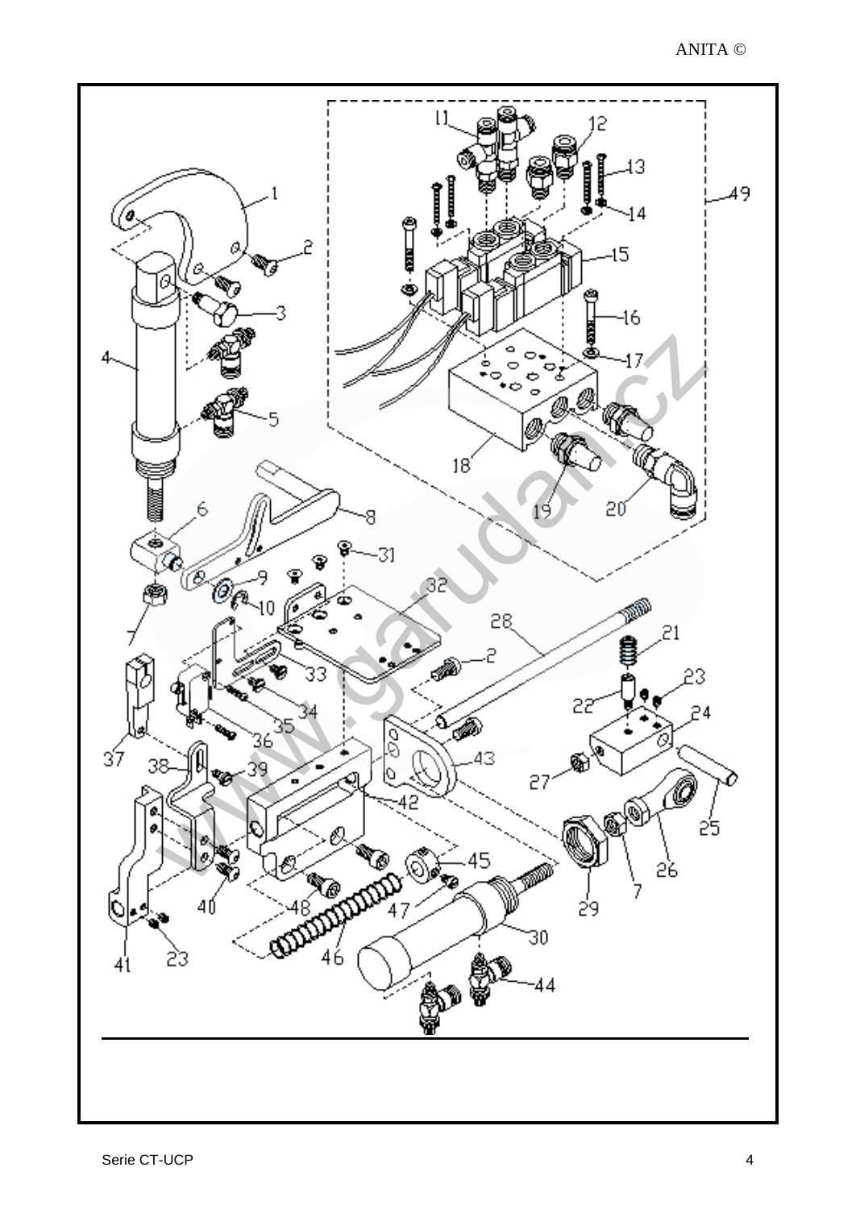1
2
3
4
5
6
7
8
9
10
11
12
13
14
15
16
17
18
19
20
21
22
23
24
25
26
27
28
29
30
31
32
33
34
35
36
37
38
39
40
41
42
43
44
45
46
47
48
49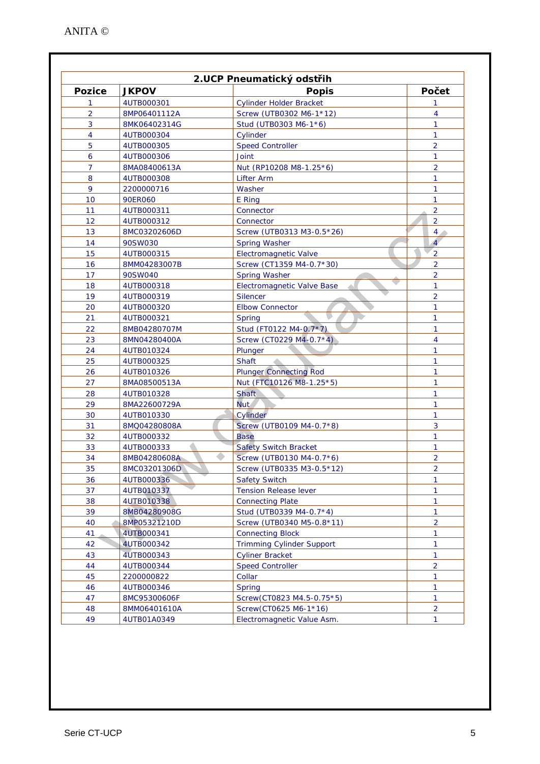| 2.UCP Pneumatický odstřih | | | |
|---|---|---|---|
| **Pozice** | **JKPOV** | **Popis** | **Počet** |
| 1 | 4UTB000301 | Cylinder Holder Bracket | 1 |
| 2 | 8MP06401112A | Screw (UTB0302 M6-1*12) | 4 |
| 3 | 8MK06402314G | Stud (UTB0303 M6-1*6) | 1 |
| 4 | 4UTB000304 | Cylinder | 1 |
| 5 | 4UTB000305 | Speed Controller | 2 |
| 6 | 4UTB000306 | Joint | 1 |
| 7 | 8MA08400613A | Nut (RP10208 M8-1.25*6) | 2 |
| 8 | 4UTB000308 | Lifter Arm | 1 |
| 9 | 2200000716 | Washer | 1 |
| 10 | 90ER060 | E Ring | 1 |
| 11 | 4UTB000311 | Connector | 2 |
| 12 | 4UTB000312 | Connector | 2 |
| 13 | 8MC03202606D | Screw (UTB0313 M3-0.5*26) | 4 |
| 14 | 90SW030 | Spring Washer | 4 |
| 15 | 4UTB000315 | Electromagnetic Valve | 2 |
| 16 | 8MM04283007B | Screw (CT1359 M4-0.7*30) | 2 |
| 17 | 90SW040 | Spring Washer | 2 |
| 18 | 4UTB000318 | Electromagnetic Valve Base | 1 |
| 19 | 4UTB000319 | Silencer | 2 |
| 20 | 4UTB000320 | Elbow Connector | 1 |
| 21 | 4UTB000321 | Spring | 1 |
| 22 | 8MB04280707M | Stud (FT0122 M4-0.7*7) | 1 |
| 23 | 8MN04280400A | Screw (CT0229 M4-0.7*4) | 4 |
| 24 | 4UTB010324 | Plunger | 1 |
| 25 | 4UTB000325 | Shaft | 1 |
| 26 | 4UTB010326 | Plunger Connecting Rod | 1 |
| 27 | 8MA08500513A | Nut (FTC10126 M8-1.25*5) | 1 |
| 28 | 4UTB010328 | Shaft | 1 |
| 29 | 8MA22600729A | Nut | 1 |
| 30 | 4UTB010330 | Cylinder | 1 |
| 31 | 8MQ04280808A | Screw (UTB0109 M4-0.7*8) | 3 |
| 32 | 4UTB000332 | Base | 1 |
| 33 | 4UTB000333 | Safety Switch Bracket | 1 |
| 34 | 8MB04280608A | Screw (UTB0130 M4-0.7*6) | 2 |
| 35 | 8MC03201306D | Screw (UTB0335 M3-0.5*12) | 2 |
| 36 | 4UTB000336 | Safety Switch | 1 |
| 37 | 4UTB010337 | Tension Release lever | 1 |
| 38 | 4UTB010338 | Connecting Plate | 1 |
| 39 | 8MB04280908G | Stud (UTB0339 M4-0.7*4) | 1 |
| 40 | 8MP05321210D | Screw (UTB0340 M5-0.8*11) | 2 |
| 41 | 4UTB000341 | Connecting Block | 1 |
| 42 | 4UTB000342 | Trimming Cylinder Support | 1 |
| 43 | 4UTB000343 | Cyliner Bracket | 1 |
| 44 | 4UTB000344 | Speed Controller | 2 |
| 45 | 2200000822 | Collar | 1 |
| 46 | 4UTB000346 | Spring | 1 |
| 47 | 8MC95300606F | Screw(CT0823 M4.5-0.75*5) | 1 |
| 48 | 8MM06401610A | Screw(CT0625 M6-1*16) | 2 |
| 49 | 4UTB01A0349 | Electromagnetic Value Asm. | 1 |